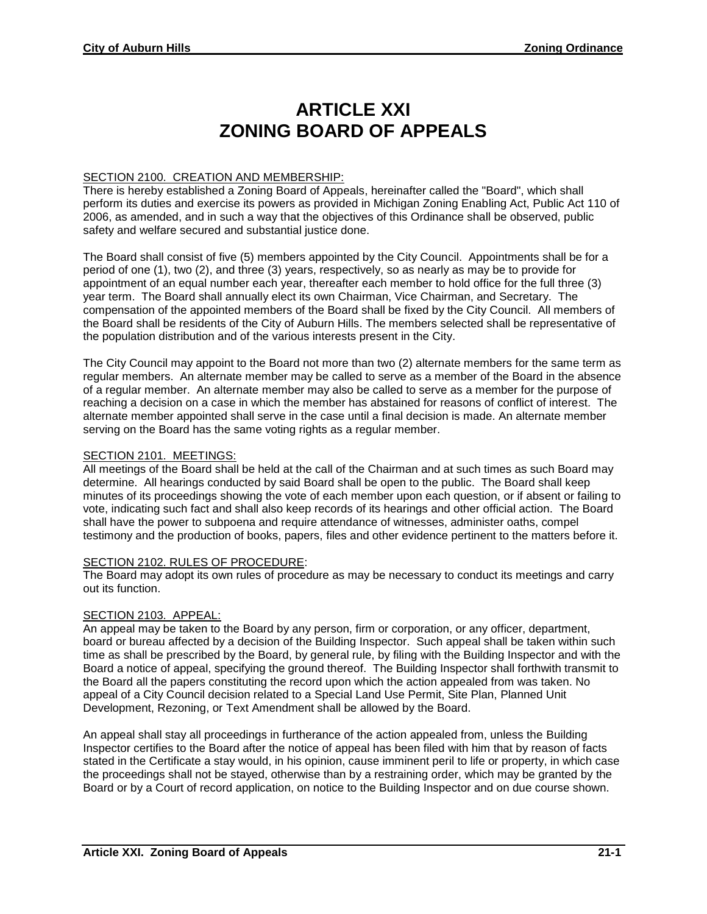# ARTICLE XXI
# ZONING BOARD OF APPEALS

SECTION 2100. CREATION AND MEMBERSHIP:

There is hereby established a Zoning Board of Appeals, hereinafter called the "Board", which shall perform its duties and exercise its powers as provided in Michigan Zoning Enabling Act, Public Act 110 of 2006, as amended, and in such a way that the objectives of this Ordinance shall be observed, public safety and welfare secured and substantial justice done.

The Board shall consist of five (5) members appointed by the City Council. Appointments shall be for a period of one (1), two (2), and three (3) years, respectively, so as nearly as may be to provide for appointment of an equal number each year, thereafter each member to hold office for the full three (3) year term. The Board shall annually elect its own Chairman, Vice Chairman, and Secretary. The compensation of the appointed members of the Board shall be fixed by the City Council. All members of the Board shall be residents of the City of Auburn Hills. The members selected shall be representative of the population distribution and of the various interests present in the City.

The City Council may appoint to the Board not more than two (2) alternate members for the same term as regular members. An alternate member may be called to serve as a member of the Board in the absence of a regular member. An alternate member may also be called to serve as a member for the purpose of reaching a decision on a case in which the member has abstained for reasons of conflict of interest. The alternate member appointed shall serve in the case until a final decision is made. An alternate member serving on the Board has the same voting rights as a regular member.

SECTION 2101. MEETINGS:

All meetings of the Board shall be held at the call of the Chairman and at such times as such Board may determine. All hearings conducted by said Board shall be open to the public. The Board shall keep minutes of its proceedings showing the vote of each member upon each question, or if absent or failing to vote, indicating such fact and shall also keep records of its hearings and other official action. The Board shall have the power to subpoena and require attendance of witnesses, administer oaths, compel testimony and the production of books, papers, files and other evidence pertinent to the matters before it.

SECTION 2102. RULES OF PROCEDURE:

The Board may adopt its own rules of procedure as may be necessary to conduct its meetings and carry out its function.

SECTION 2103. APPEAL:

An appeal may be taken to the Board by any person, firm or corporation, or any officer, department, board or bureau affected by a decision of the Building Inspector. Such appeal shall be taken within such time as shall be prescribed by the Board, by general rule, by filing with the Building Inspector and with the Board a notice of appeal, specifying the ground thereof. The Building Inspector shall forthwith transmit to the Board all the papers constituting the record upon which the action appealed from was taken. No appeal of a City Council decision related to a Special Land Use Permit, Site Plan, Planned Unit Development, Rezoning, or Text Amendment shall be allowed by the Board.

An appeal shall stay all proceedings in furtherance of the action appealed from, unless the Building Inspector certifies to the Board after the notice of appeal has been filed with him that by reason of facts stated in the Certificate a stay would, in his opinion, cause imminent peril to life or property, in which case the proceedings shall not be stayed, otherwise than by a restraining order, which may be granted by the Board or by a Court of record application, on notice to the Building Inspector and on due course shown.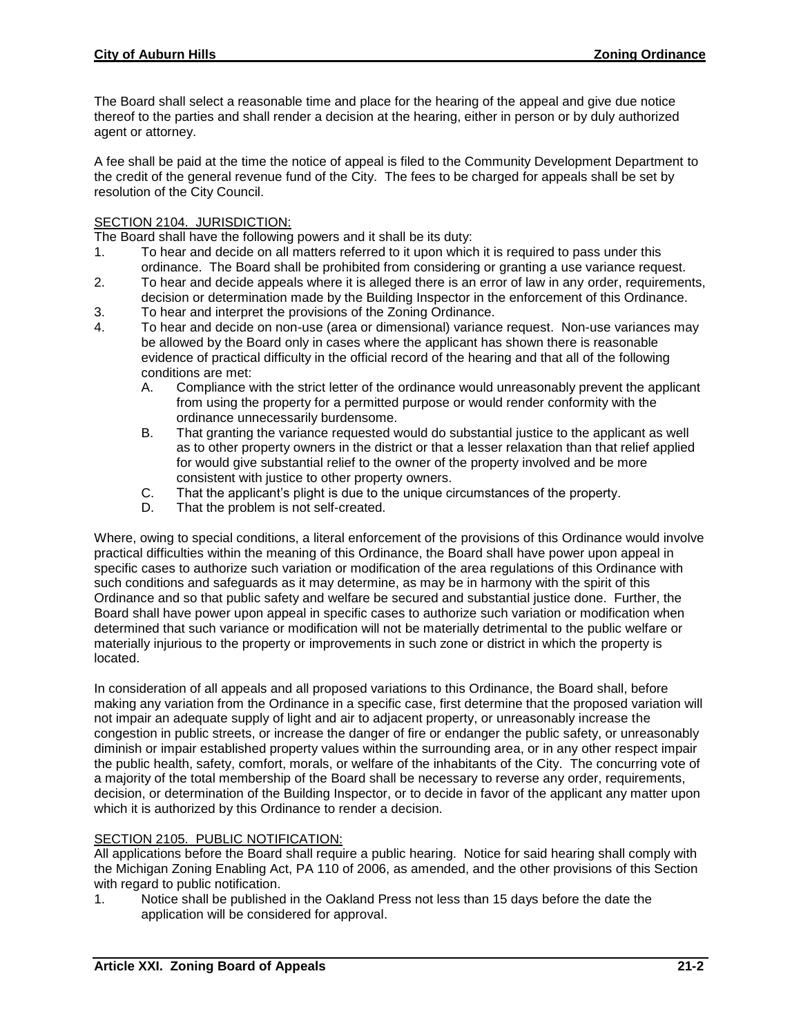The Board shall select a reasonable time and place for the hearing of the appeal and give due notice thereof to the parties and shall render a decision at the hearing, either in person or by duly authorized agent or attorney.

A fee shall be paid at the time the notice of appeal is filed to the Community Development Department to the credit of the general revenue fund of the City. The fees to be charged for appeals shall be set by resolution of the City Council.

## SECTION 2104. JURISDICTION:

The Board shall have the following powers and it shall be its duty:

1. To hear and decide on all matters referred to it upon which it is required to pass under this ordinance. The Board shall be prohibited from considering or granting a use variance request.
2. To hear and decide appeals where it is alleged there is an error of law in any order, requirements, decision or determination made by the Building Inspector in the enforcement of this Ordinance.
3. To hear and interpret the provisions of the Zoning Ordinance.
4. To hear and decide on non-use (area or dimensional) variance request. Non-use variances may be allowed by the Board only in cases where the applicant has shown there is reasonable evidence of practical difficulty in the official record of the hearing and that all of the following conditions are met:
   - A. Compliance with the strict letter of the ordinance would unreasonably prevent the applicant from using the property for a permitted purpose or would render conformity with the ordinance unnecessarily burdensome.
   - B. That granting the variance requested would do substantial justice to the applicant as well as to other property owners in the district or that a lesser relaxation than that relief applied for would give substantial relief to the owner of the property involved and be more consistent with justice to other property owners.
   - C. That the applicant's plight is due to the unique circumstances of the property.
   - D. That the problem is not self-created.

Where, owing to special conditions, a literal enforcement of the provisions of this Ordinance would involve practical difficulties within the meaning of this Ordinance, the Board shall have power upon appeal in specific cases to authorize such variation or modification of the area regulations of this Ordinance with such conditions and safeguards as it may determine, as may be in harmony with the spirit of this Ordinance and so that public safety and welfare be secured and substantial justice done. Further, the Board shall have power upon appeal in specific cases to authorize such variation or modification when determined that such variance or modification will not be materially detrimental to the public welfare or materially injurious to the property or improvements in such zone or district in which the property is located.

In consideration of all appeals and all proposed variations to this Ordinance, the Board shall, before making any variation from the Ordinance in a specific case, first determine that the proposed variation will not impair an adequate supply of light and air to adjacent property, or unreasonably increase the congestion in public streets, or increase the danger of fire or endanger the public safety, or unreasonably diminish or impair established property values within the surrounding area, or in any other respect impair the public health, safety, comfort, morals, or welfare of the inhabitants of the City. The concurring vote of a majority of the total membership of the Board shall be necessary to reverse any order, requirements, decision, or determination of the Building Inspector, or to decide in favor of the applicant any matter upon which it is authorized by this Ordinance to render a decision.

## SECTION 2105. PUBLIC NOTIFICATION:

All applications before the Board shall require a public hearing. Notice for said hearing shall comply with the Michigan Zoning Enabling Act, PA 110 of 2006, as amended, and the other provisions of this Section with regard to public notification.

1. Notice shall be published in the Oakland Press not less than 15 days before the date the application will be considered for approval.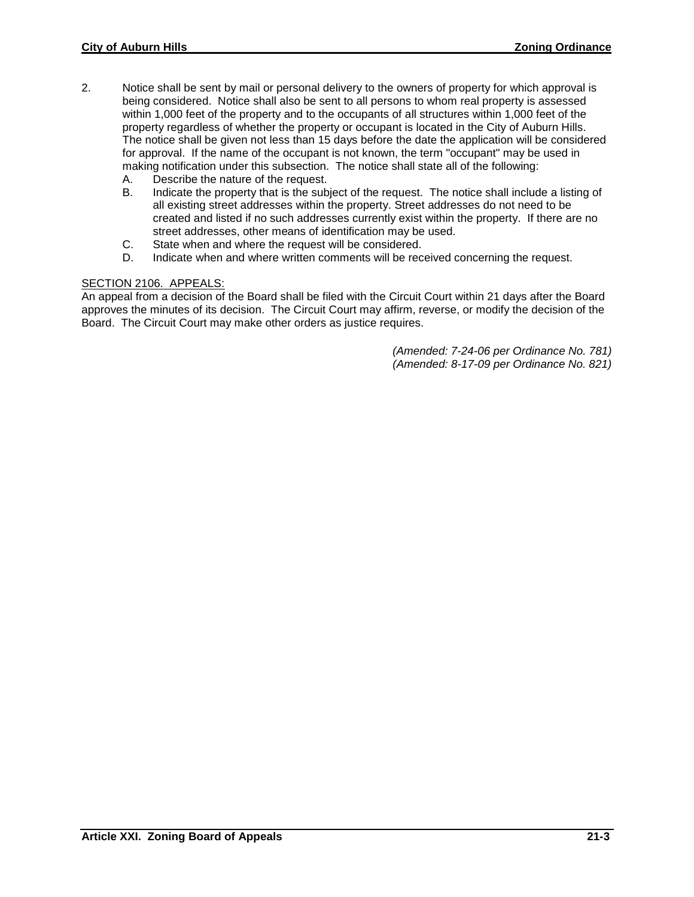2. Notice shall be sent by mail or personal delivery to the owners of property for which approval is being considered. Notice shall also be sent to all persons to whom real property is assessed within 1,000 feet of the property and to the occupants of all structures within 1,000 feet of the property regardless of whether the property or occupant is located in the City of Auburn Hills. The notice shall be given not less than 15 days before the date the application will be considered for approval. If the name of the occupant is not known, the term "occupant" may be used in making notification under this subsection. The notice shall state all of the following:
   - A. Describe the nature of the request.
   - B. Indicate the property that is the subject of the request. The notice shall include a listing of all existing street addresses within the property. Street addresses do not need to be created and listed if no such addresses currently exist within the property. If there are no street addresses, other means of identification may be used.
   - C. State when and where the request will be considered.
   - D. Indicate when and where written comments will be received concerning the request.

SECTION 2106. APPEALS:

An appeal from a decision of the Board shall be filed with the Circuit Court within 21 days after the Board approves the minutes of its decision. The Circuit Court may affirm, reverse, or modify the decision of the Board. The Circuit Court may make other orders as justice requires.

*(Amended: 7-24-06 per Ordinance No. 781)*
*(Amended: 8-17-09 per Ordinance No. 821)*